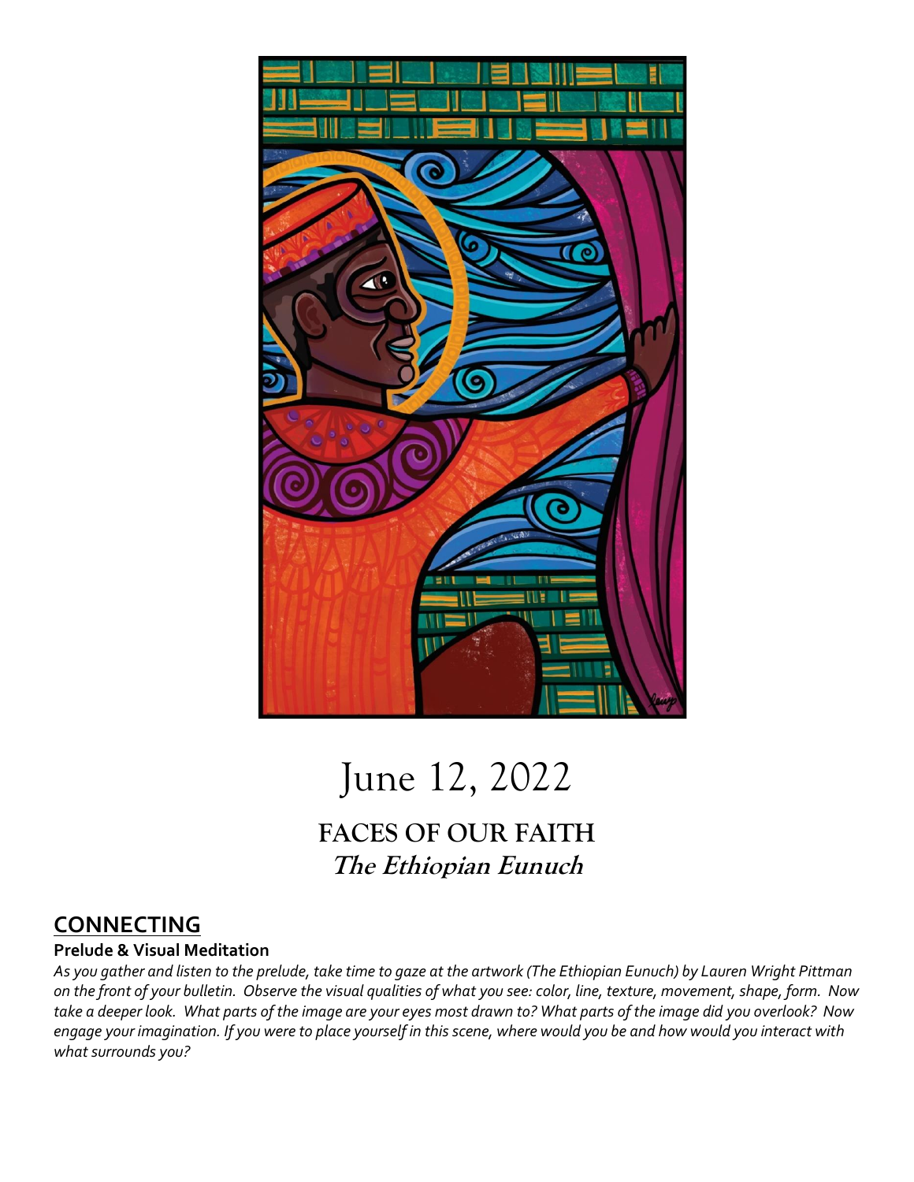# June 12, 2022

## FACES OF OUR FAITH
## *The Ethiopian Eunuch*

## CONNECTING

**Prelude & Visual Meditation**

*As you gather and listen to the prelude, take time to gaze at the artwork (The Ethiopian Eunuch) by Lauren Wright Pittman on the front of your bulletin. Observe the visual qualities of what you see: color, line, texture, movement, shape, form. Now take a deeper look. What parts of the image are your eyes most drawn to? What parts of the image did you overlook? Now engage your imagination. If you were to place yourself in this scene, where would you be and how would you interact with what surrounds you?*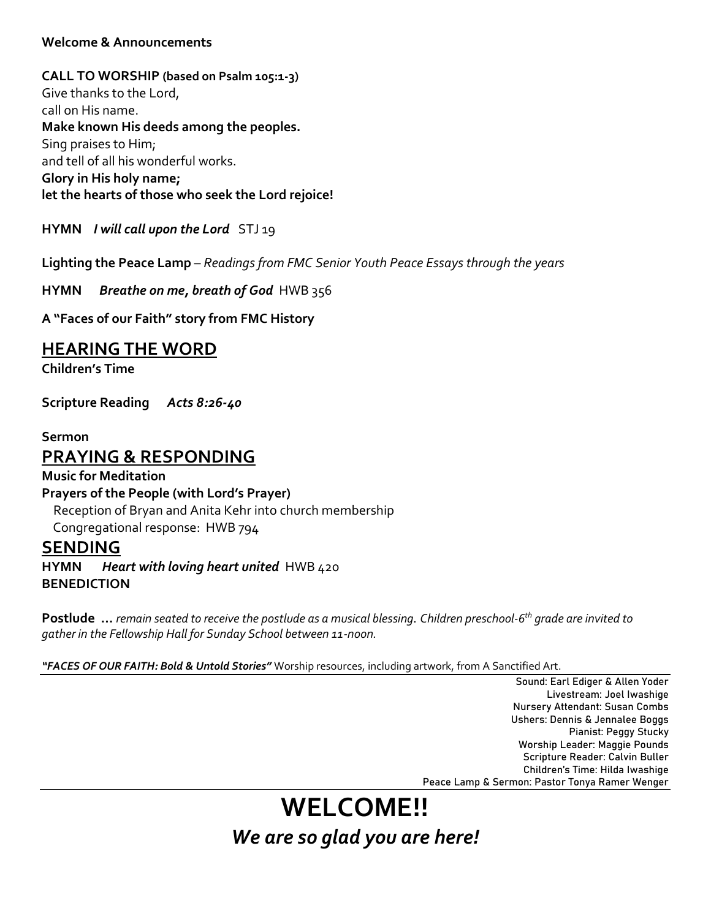**Welcome & Announcements**

**CALL TO WORSHIP (based on Psalm 105:1-3)**
Give thanks to the Lord,
call on His name.
**Make known His deeds among the peoples.**
Sing praises to Him;
and tell of all his wonderful works.
**Glory in His holy name;**
**let the hearts of those who seek the Lord rejoice!**

**HYMN** ***I will call upon the Lord*** STJ 19

**Lighting the Peace Lamp** – *Readings from FMC Senior Youth Peace Essays through the years*

**HYMN** ***Breathe on me, breath of God*** HWB 356

**A "Faces of our Faith" story from FMC History**

## HEARING THE WORD

**Children's Time**

**Scripture Reading** ***Acts 8:26-40***

**Sermon**

## PRAYING & RESPONDING

**Music for Meditation**
**Prayers of the People (with Lord's Prayer)**
Reception of Bryan and Anita Kehr into church membership
Congregational response: HWB 794

## SENDING

**HYMN** ***Heart with loving heart united*** HWB 420
**BENEDICTION**

**Postlude …** *remain seated to receive the postlude as a musical blessing. Children preschool-6th grade are invited to gather in the Fellowship Hall for Sunday School between 11-noon.*

***"FACES OF OUR FAITH: Bold & Untold Stories"*** Worship resources, including artwork, from A Sanctified Art.

Sound: Earl Ediger & Allen Yoder
Livestream: Joel Iwashige
Nursery Attendant: Susan Combs
Ushers: Dennis & Jennalee Boggs
Pianist: Peggy Stucky
Worship Leader: Maggie Pounds
Scripture Reader: Calvin Buller
Children's Time: Hilda Iwashige
Peace Lamp & Sermon: Pastor Tonya Ramer Wenger

# WELCOME!!

***We are so glad you are here!***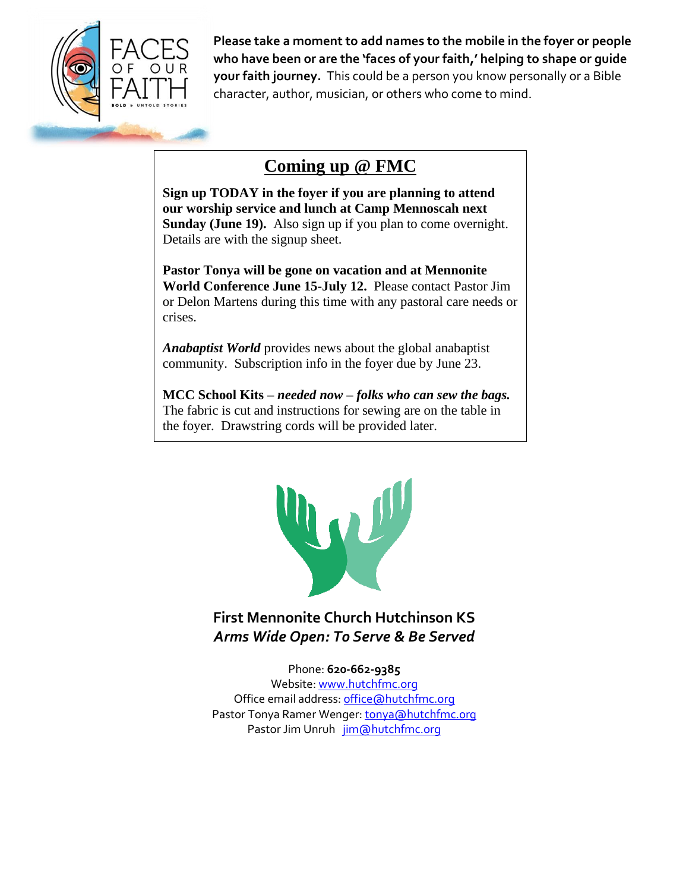**Please take a moment to add names to the mobile in the foyer or people who have been or are the 'faces of your faith,' helping to shape or guide your faith journey.** This could be a person you know personally or a Bible character, author, musician, or others who come to mind.

## Coming up @ FMC

**Sign up TODAY in the foyer if you are planning to attend our worship service and lunch at Camp Mennoscah next Sunday (June 19).** Also sign up if you plan to come overnight. Details are with the signup sheet.

**Pastor Tonya will be gone on vacation and at Mennonite World Conference June 15-July 12.** Please contact Pastor Jim or Delon Martens during this time with any pastoral care needs or crises.

***Anabaptist World*** provides news about the global anabaptist community. Subscription info in the foyer due by June 23.

**MCC School Kits –** ***needed now – folks who can sew the bags.*** The fabric is cut and instructions for sewing are on the table in the foyer. Drawstring cords will be provided later.

**First Mennonite Church Hutchinson KS**
***Arms Wide Open: To Serve & Be Served***

Phone: **620-662-9385**
Website: www.hutchfmc.org
Office email address: office@hutchfmc.org
Pastor Tonya Ramer Wenger: tonya@hutchfmc.org
Pastor Jim Unruh jim@hutchfmc.org